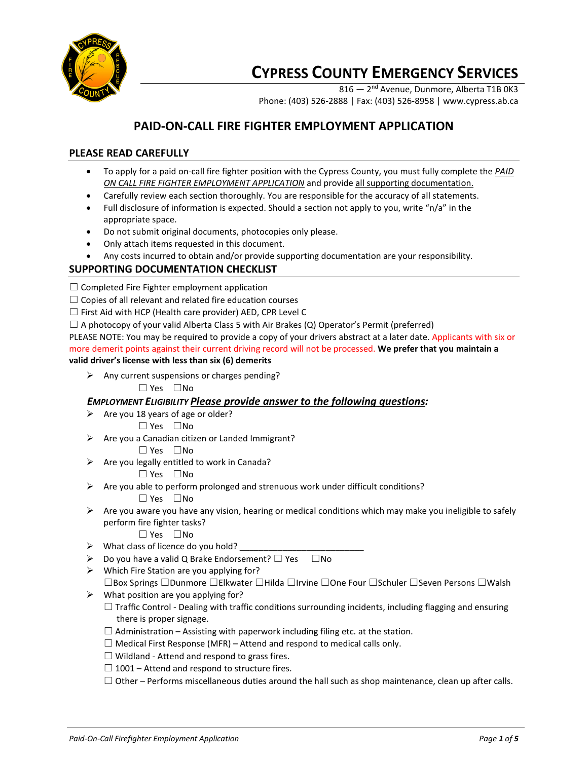# CYPRESS COUNTY EMERGENCY SERVICES

816 — 2nd Avenue, Dunmore, Alberta T1B 0K3
Phone: (403) 526-2888 | Fax: (403) 526-8958 | www.cypress.ab.ca

## PAID-ON-CALL FIRE FIGHTER EMPLOYMENT APPLICATION

### PLEASE READ CAREFULLY

- To apply for a paid on-call fire fighter position with the Cypress County, you must fully complete the *PAID ON CALL FIRE FIGHTER EMPLOYMENT APPLICATION* and provide all supporting documentation.
- Carefully review each section thoroughly. You are responsible for the accuracy of all statements.
- Full disclosure of information is expected. Should a section not apply to you, write "n/a" in the appropriate space.
- Do not submit original documents, photocopies only please.
- Only attach items requested in this document.
- Any costs incurred to obtain and/or provide supporting documentation are your responsibility.

### SUPPORTING DOCUMENTATION CHECKLIST

☐ Completed Fire Fighter employment application
☐ Copies of all relevant and related fire education courses
☐ First Aid with HCP (Health care provider) AED, CPR Level C
☐ A photocopy of your valid Alberta Class 5 with Air Brakes (Q) Operator's Permit (preferred)

PLEASE NOTE: You may be required to provide a copy of your drivers abstract at a later date. Applicants with six or more demerit points against their current driving record will not be processed. **We prefer that you maintain a valid driver's license with less than six (6) demerits**

- Any current suspensions or charges pending?
  ☐ Yes ☐No

***EMPLOYMENT ELIGIBILITY** Please provide answer to the following questions:*

- Are you 18 years of age or older?
  ☐ Yes ☐No
- Are you a Canadian citizen or Landed Immigrant?
  ☐ Yes ☐No
- Are you legally entitled to work in Canada?
  ☐ Yes ☐No
- Are you able to perform prolonged and strenuous work under difficult conditions?
  ☐ Yes ☐No
- Are you aware you have any vision, hearing or medical conditions which may make you ineligible to safely perform fire fighter tasks?
  ☐ Yes ☐No
- What class of licence do you hold? ___________________________
- Do you have a valid Q Brake Endorsement? ☐ Yes ☐No
- Which Fire Station are you applying for?
  ☐Box Springs ☐Dunmore ☐Elkwater ☐Hilda ☐Irvine ☐One Four ☐Schuler ☐Seven Persons ☐Walsh
- What position are you applying for?
  - ☐ Traffic Control - Dealing with traffic conditions surrounding incidents, including flagging and ensuring there is proper signage.
  - ☐ Administration – Assisting with paperwork including filing etc. at the station.
  - ☐ Medical First Response (MFR) – Attend and respond to medical calls only.
  - ☐ Wildland - Attend and respond to grass fires.
  - ☐ 1001 – Attend and respond to structure fires.
  - ☐ Other – Performs miscellaneous duties around the hall such as shop maintenance, clean up after calls.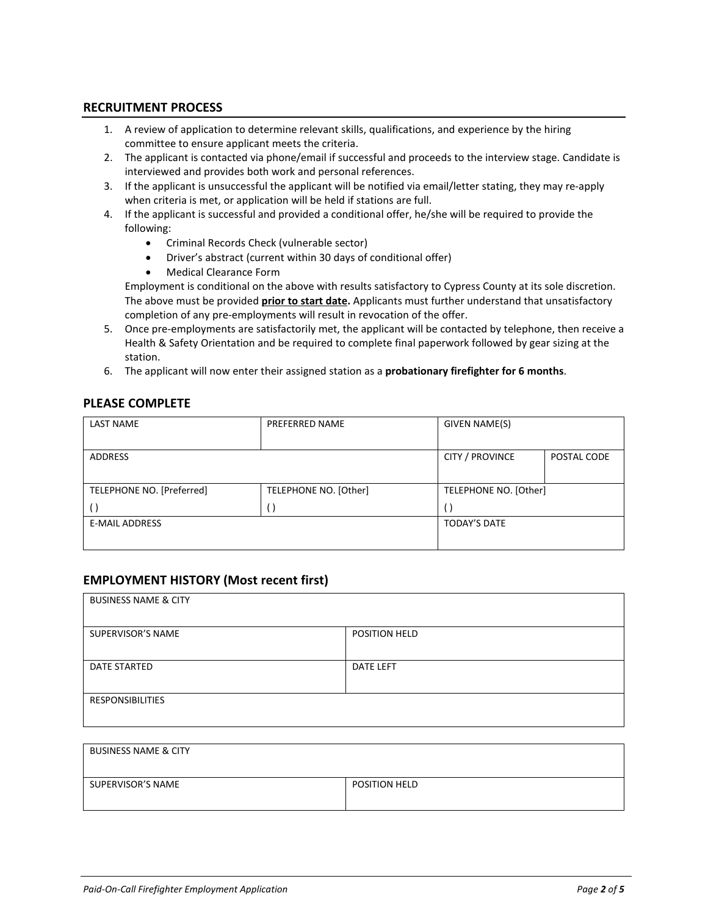## RECRUITMENT PROCESS

1. A review of application to determine relevant skills, qualifications, and experience by the hiring committee to ensure applicant meets the criteria.
2. The applicant is contacted via phone/email if successful and proceeds to the interview stage. Candidate is interviewed and provides both work and personal references.
3. If the applicant is unsuccessful the applicant will be notified via email/letter stating, they may re-apply when criteria is met, or application will be held if stations are full.
4. If the applicant is successful and provided a conditional offer, he/she will be required to provide the following:
   - Criminal Records Check (vulnerable sector)
   - Driver's abstract (current within 30 days of conditional offer)
   - Medical Clearance Form

   Employment is conditional on the above with results satisfactory to Cypress County at its sole discretion. The above must be provided **prior to start date.** Applicants must further understand that unsatisfactory completion of any pre-employments will result in revocation of the offer.
5. Once pre-employments are satisfactorily met, the applicant will be contacted by telephone, then receive a Health & Safety Orientation and be required to complete final paperwork followed by gear sizing at the station.
6. The applicant will now enter their assigned station as a **probationary firefighter for 6 months**.

## PLEASE COMPLETE

| LAST NAME | PREFERRED NAME | GIVEN NAME(S) | |
|---|---|---|---|
| ADDRESS | | CITY / PROVINCE | POSTAL CODE |
| TELEPHONE NO. [Preferred]<br>( ) | TELEPHONE NO. [Other]<br>( ) | TELEPHONE NO. [Other]<br>( ) | |
| E-MAIL ADDRESS | | TODAY'S DATE | |

## EMPLOYMENT HISTORY (Most recent first)

| BUSINESS NAME & CITY | |
|---|---|
| SUPERVISOR'S NAME | POSITION HELD |
| DATE STARTED | DATE LEFT |
| RESPONSIBILITIES | |

| BUSINESS NAME & CITY | |
|---|---|
| SUPERVISOR'S NAME | POSITION HELD |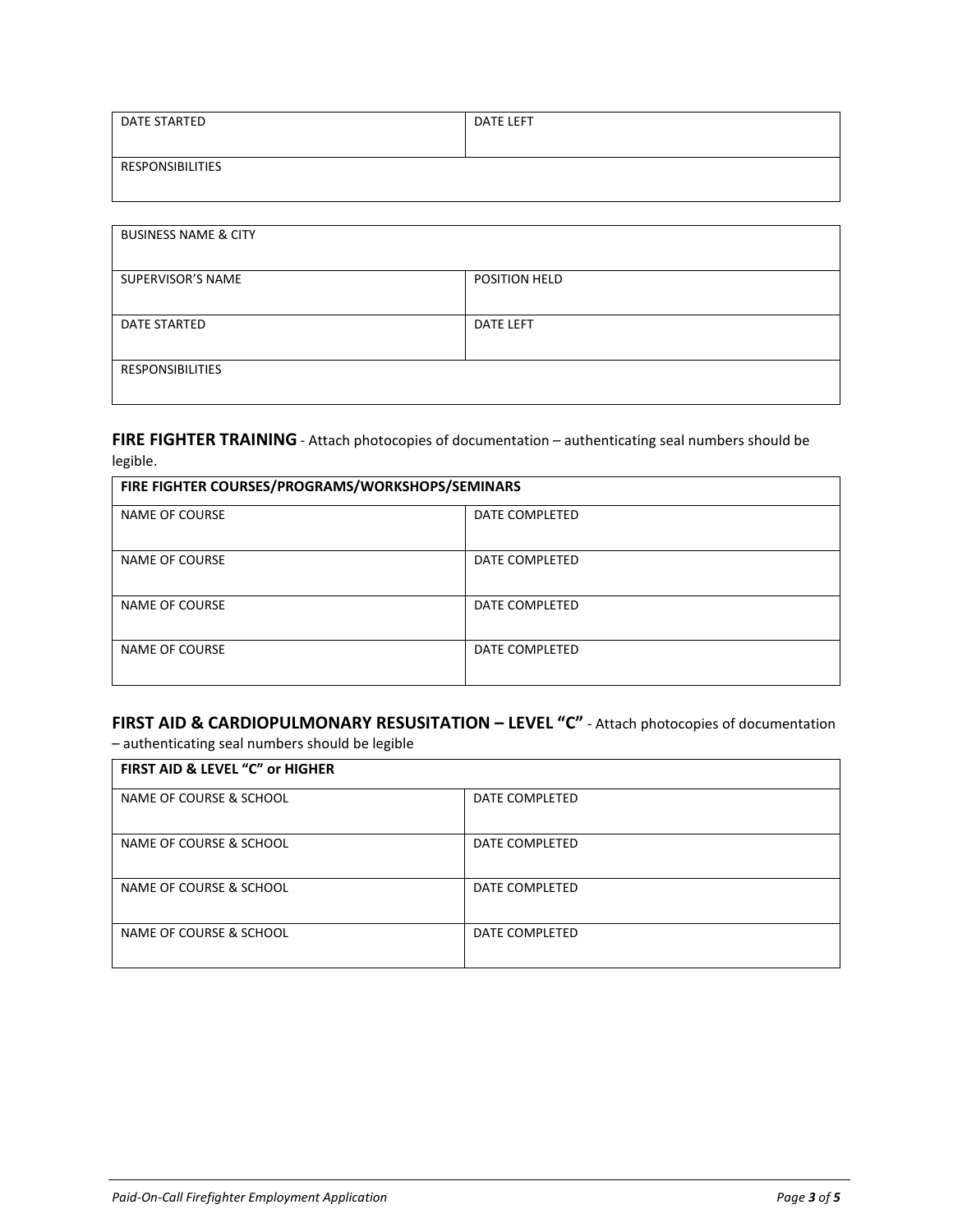| DATE STARTED | DATE LEFT |
| --- | --- |
| RESPONSIBILITIES | |

| BUSINESS NAME & CITY | |
| --- | --- |
| SUPERVISOR'S NAME | POSITION HELD |
| DATE STARTED | DATE LEFT |
| RESPONSIBILITIES | |

**FIRE FIGHTER TRAINING** - Attach photocopies of documentation – authenticating seal numbers should be legible.

| **FIRE FIGHTER COURSES/PROGRAMS/WORKSHOPS/SEMINARS** | |
| --- | --- |
| NAME OF COURSE | DATE COMPLETED |
| NAME OF COURSE | DATE COMPLETED |
| NAME OF COURSE | DATE COMPLETED |
| NAME OF COURSE | DATE COMPLETED |

**FIRST AID & CARDIOPULMONARY RESUSITATION – LEVEL "C"** - Attach photocopies of documentation – authenticating seal numbers should be legible

| **FIRST AID & LEVEL "C" or HIGHER** | |
| --- | --- |
| NAME OF COURSE & SCHOOL | DATE COMPLETED |
| NAME OF COURSE & SCHOOL | DATE COMPLETED |
| NAME OF COURSE & SCHOOL | DATE COMPLETED |
| NAME OF COURSE & SCHOOL | DATE COMPLETED |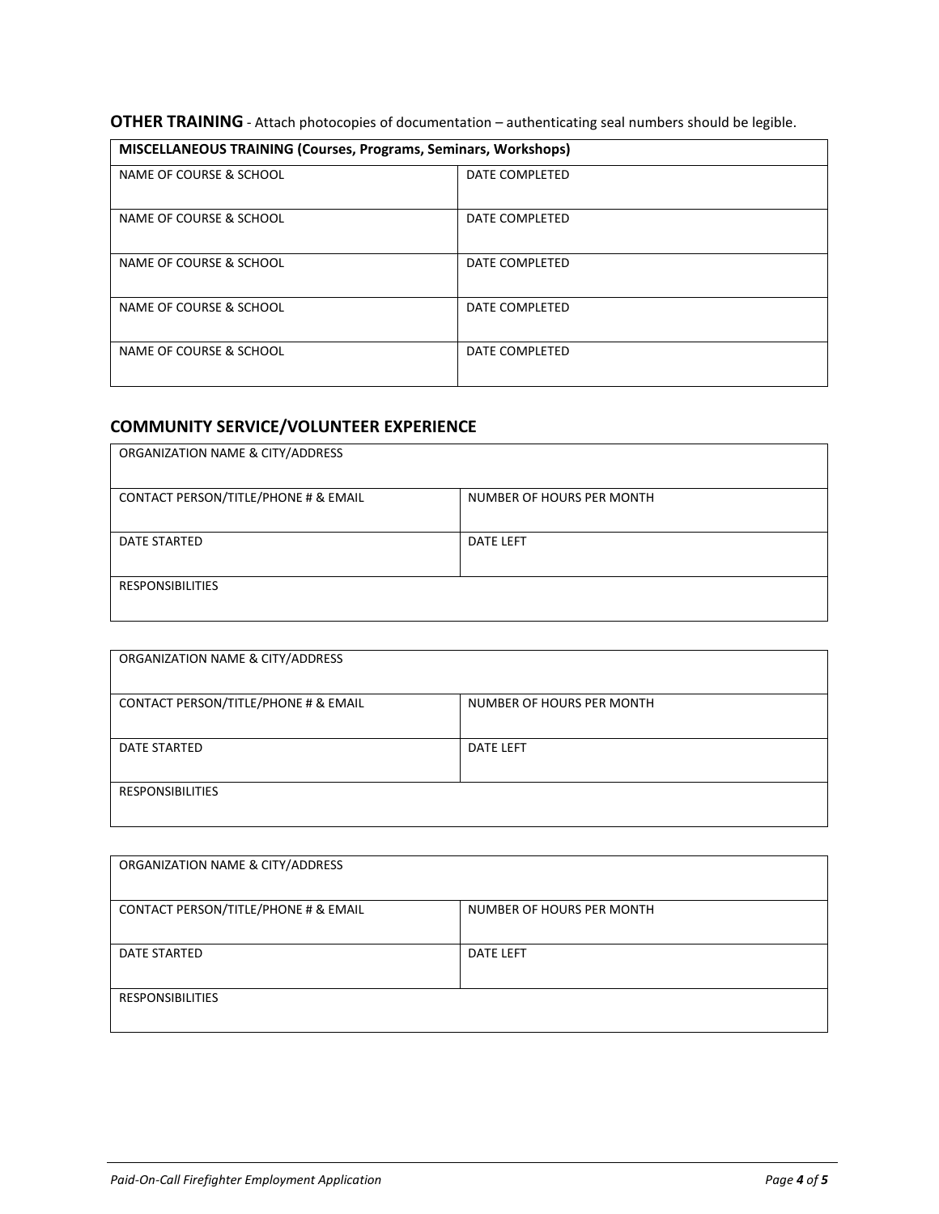**OTHER TRAINING** - Attach photocopies of documentation – authenticating seal numbers should be legible.

| **MISCELLANEOUS TRAINING (Courses, Programs, Seminars, Workshops)** | |
| --- | --- |
| NAME OF COURSE & SCHOOL | DATE COMPLETED |
| NAME OF COURSE & SCHOOL | DATE COMPLETED |
| NAME OF COURSE & SCHOOL | DATE COMPLETED |
| NAME OF COURSE & SCHOOL | DATE COMPLETED |
| NAME OF COURSE & SCHOOL | DATE COMPLETED |

## COMMUNITY SERVICE/VOLUNTEER EXPERIENCE

| ORGANIZATION NAME & CITY/ADDRESS | |
| --- | --- |
| CONTACT PERSON/TITLE/PHONE # & EMAIL | NUMBER OF HOURS PER MONTH |
| DATE STARTED | DATE LEFT |
| RESPONSIBILITIES | |

| ORGANIZATION NAME & CITY/ADDRESS | |
| --- | --- |
| CONTACT PERSON/TITLE/PHONE # & EMAIL | NUMBER OF HOURS PER MONTH |
| DATE STARTED | DATE LEFT |
| RESPONSIBILITIES | |

| ORGANIZATION NAME & CITY/ADDRESS | |
| --- | --- |
| CONTACT PERSON/TITLE/PHONE # & EMAIL | NUMBER OF HOURS PER MONTH |
| DATE STARTED | DATE LEFT |
| RESPONSIBILITIES | |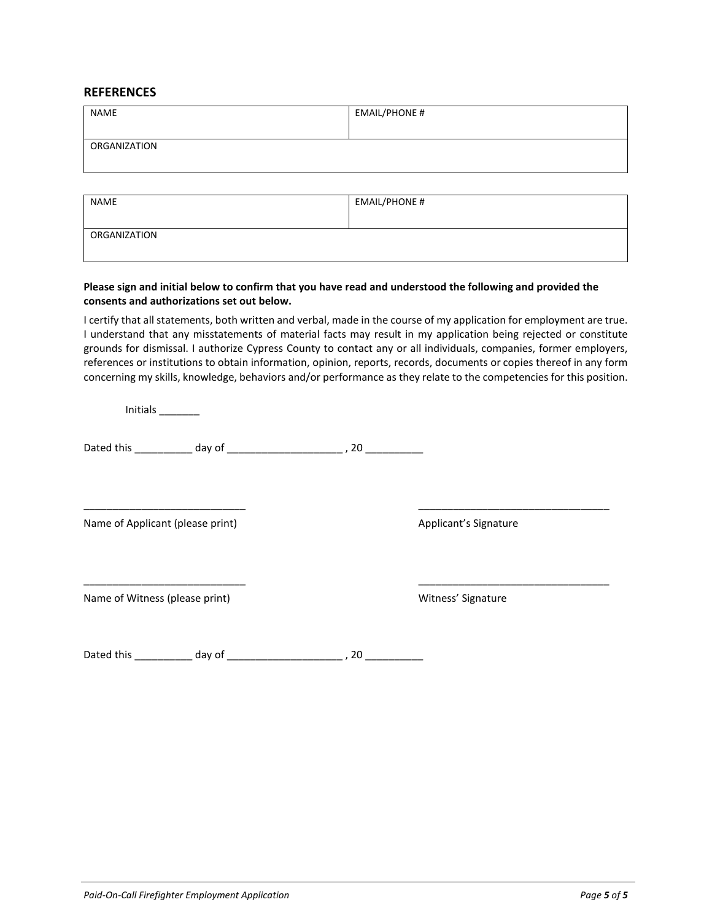## REFERENCES

| | |
|---|---|
| NAME | EMAIL/PHONE # |
| ORGANIZATION | |

| | |
|---|---|
| NAME | EMAIL/PHONE # |
| ORGANIZATION | |

**Please sign and initial below to confirm that you have read and understood the following and provided the consents and authorizations set out below.**

I certify that all statements, both written and verbal, made in the course of my application for employment are true. I understand that any misstatements of material facts may result in my application being rejected or constitute grounds for dismissal. I authorize Cypress County to contact any or all individuals, companies, former employers, references or institutions to obtain information, opinion, reports, records, documents or copies thereof in any form concerning my skills, knowledge, behaviors and/or performance as they relate to the competencies for this position.

Initials _______

Dated this __________ day of ____________________ , 20 __________

____________________________ Name of Applicant (please print)

_________________________________ Applicant's Signature

____________________________ Name of Witness (please print)

_________________________________ Witness' Signature

Dated this __________ day of ____________________ , 20 __________